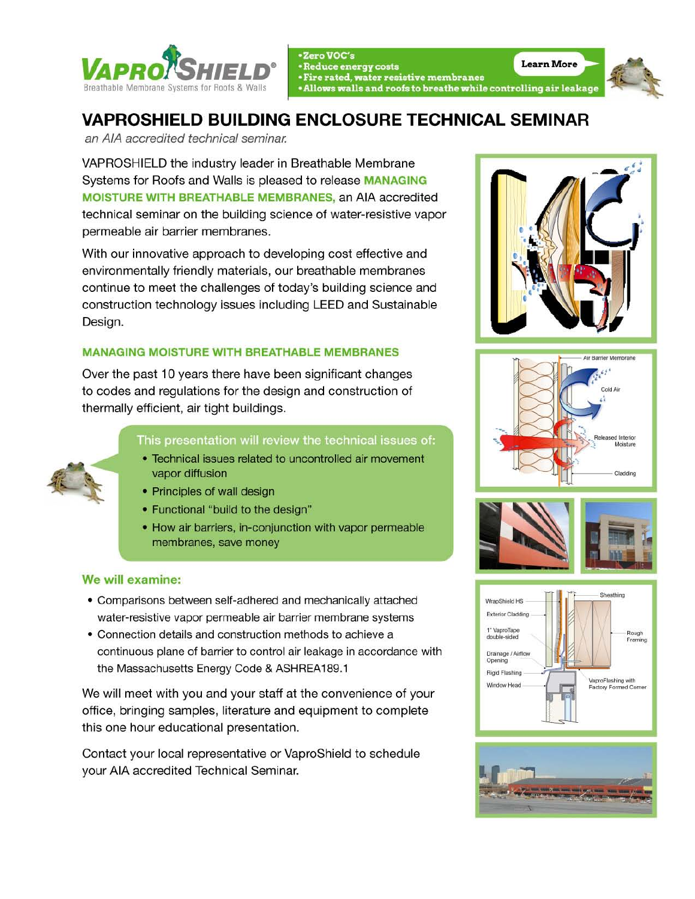**VAPROSHIELD®**
Breathable Membrane Systems for Roofs & Walls

- Zero VOC's
- Reduce energy costs
- Fire rated, water resistive membranes
- Allows walls and roofs to breathe while controlling air leakage

Learn More

# VAPROSHIELD BUILDING ENCLOSURE TECHNICAL SEMINAR

*an AIA accredited technical seminar.*

VAPROSHIELD the industry leader in Breathable Membrane Systems for Roofs and Walls is pleased to release **MANAGING MOISTURE WITH BREATHABLE MEMBRANES,** an AIA accredited technical seminar on the building science of water-resistive vapor permeable air barrier membranes.

With our innovative approach to developing cost effective and environmentally friendly materials, our breathable membranes continue to meet the challenges of today's building science and construction technology issues including LEED and Sustainable Design.

## MANAGING MOISTURE WITH BREATHABLE MEMBRANES

Over the past 10 years there have been significant changes to codes and regulations for the design and construction of thermally efficient, air tight buildings.

This presentation will review the technical issues of:

- Technical issues related to uncontrolled air movement vapor diffusion
- Principles of wall design
- Functional "build to the design"
- How air barriers, in-conjunction with vapor permeable membranes, save money

## We will examine:

- Comparisons between self-adhered and mechanically attached water-resistive vapor permeable air barrier membrane systems
- Connection details and construction methods to achieve a continuous plane of barrier to control air leakage in accordance with the Massachusetts Energy Code & ASHREA189.1

We will meet with you and your staff at the convenience of your office, bringing samples, literature and equipment to complete this one hour educational presentation.

Contact your local representative or VaproShield to schedule your AIA accredited Technical Seminar.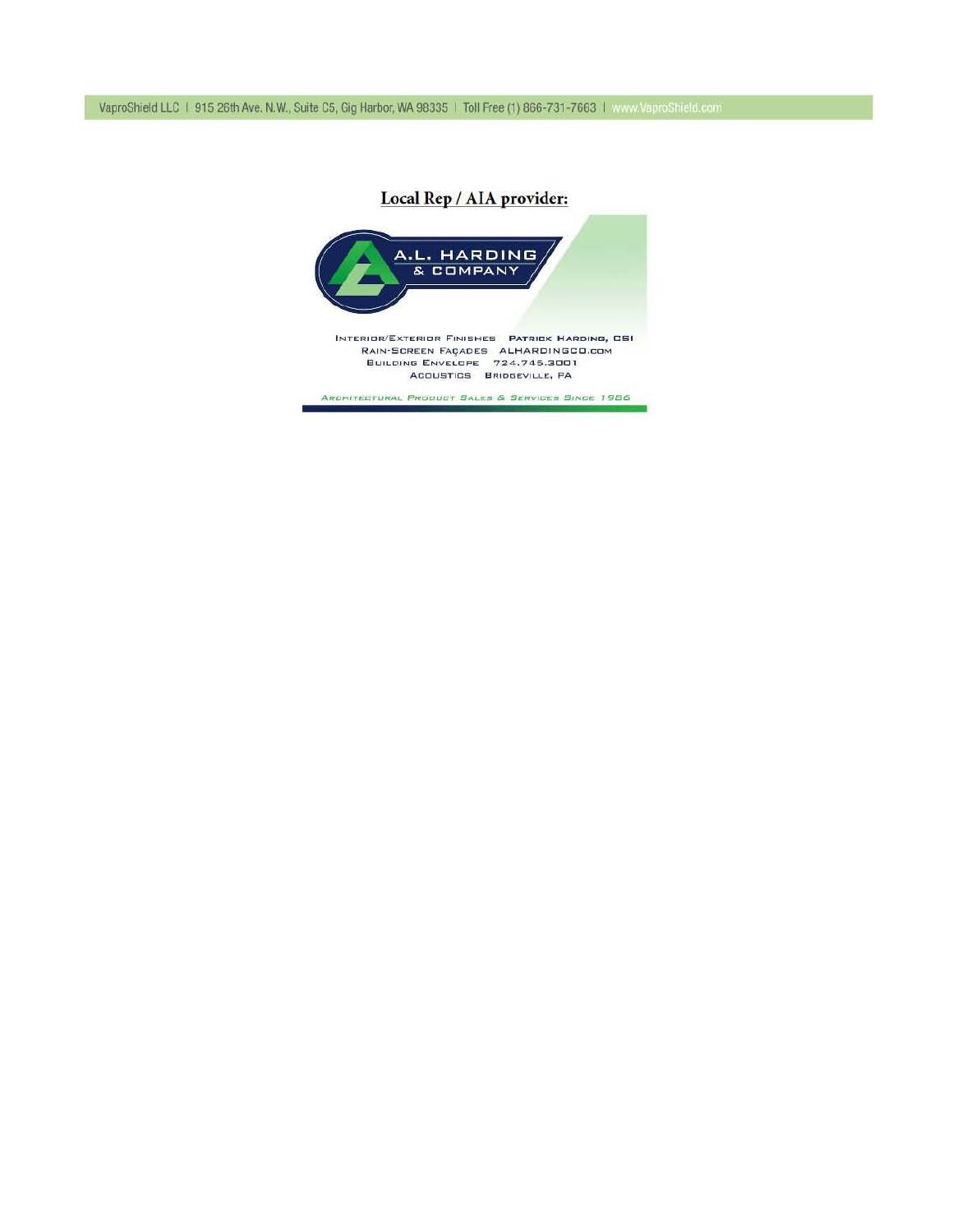## Local Rep / AIA provider:

A.L. HARDING & COMPANY

INTERIOR/EXTERIOR FINISHES PATRICK HARDING, CSI
RAIN-SCREEN FAÇADES ALHARDINGCO.COM
BUILDING ENVELOPE 724.745.3001
ACOUSTICS BRIDGEVILLE, PA

ARCHITECTURAL PRODUCT SALES & SERVICES SINCE 1986